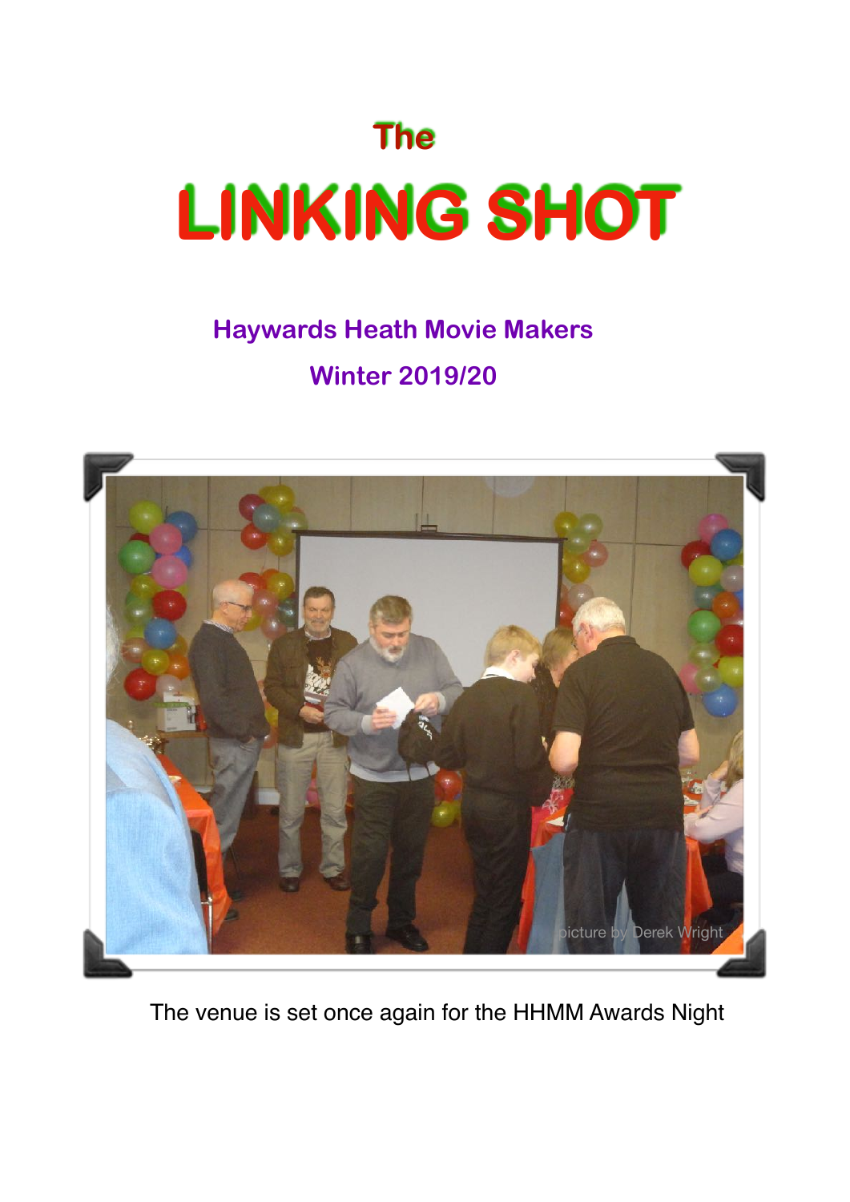# The LINKING SHOT

## Haywards Heath Movie Makers

## Winter 2019/20

picture by Derek Wright

The venue is set once again for the HHMM Awards Night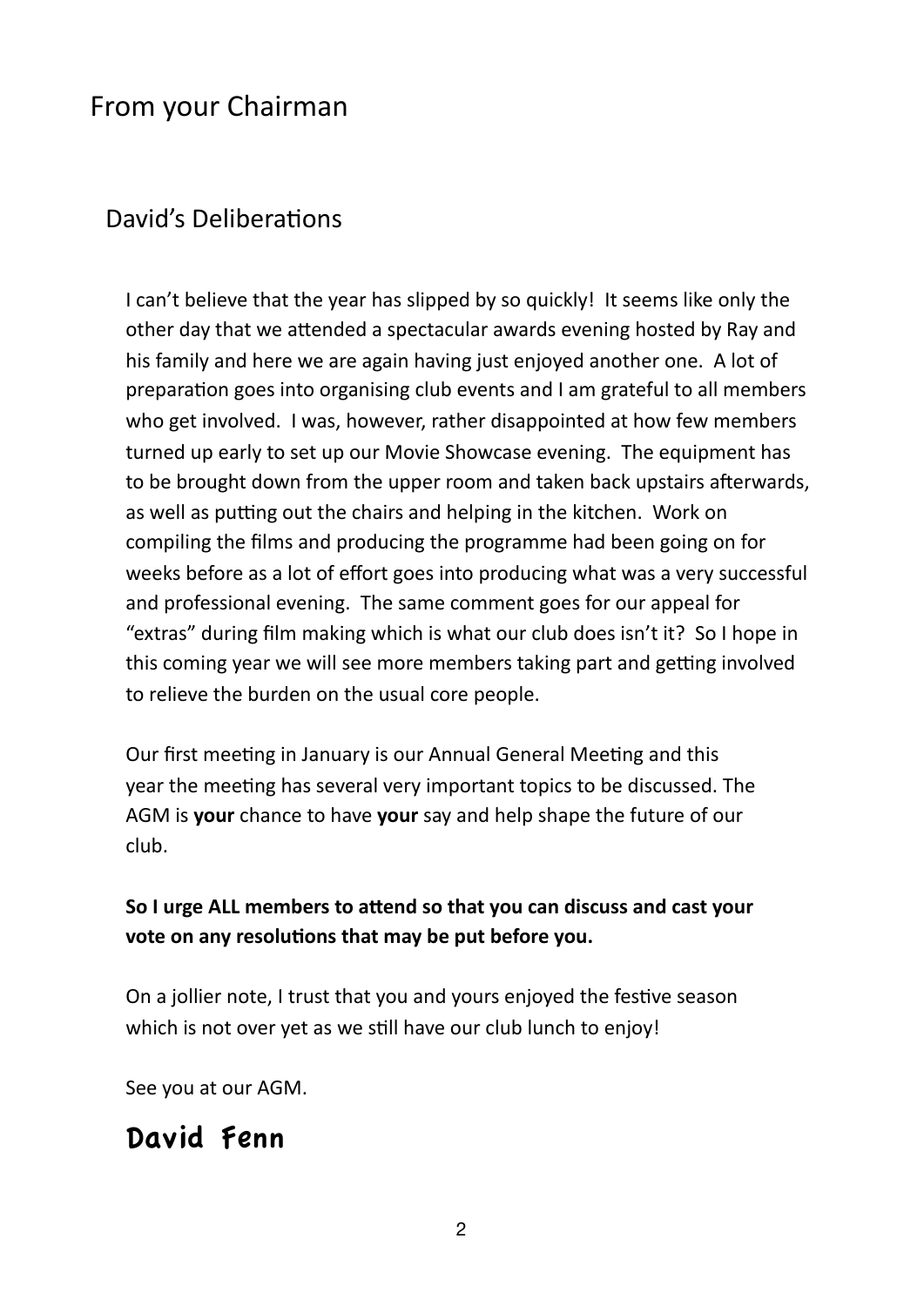# From your Chairman

## David's Deliberations

I can't believe that the year has slipped by so quickly! It seems like only the other day that we attended a spectacular awards evening hosted by Ray and his family and here we are again having just enjoyed another one. A lot of preparation goes into organising club events and I am grateful to all members who get involved. I was, however, rather disappointed at how few members turned up early to set up our Movie Showcase evening. The equipment has to be brought down from the upper room and taken back upstairs afterwards, as well as putting out the chairs and helping in the kitchen. Work on compiling the films and producing the programme had been going on for weeks before as a lot of effort goes into producing what was a very successful and professional evening. The same comment goes for our appeal for "extras" during film making which is what our club does isn't it? So I hope in this coming year we will see more members taking part and getting involved to relieve the burden on the usual core people.

Our first meeting in January is our Annual General Meeting and this year the meeting has several very important topics to be discussed. The AGM is **your** chance to have **your** say and help shape the future of our club.

**So I urge ALL members to attend so that you can discuss and cast your vote on any resolutions that may be put before you.**

On a jollier note, I trust that you and yours enjoyed the festive season which is not over yet as we still have our club lunch to enjoy!

See you at our AGM.

**David Fenn**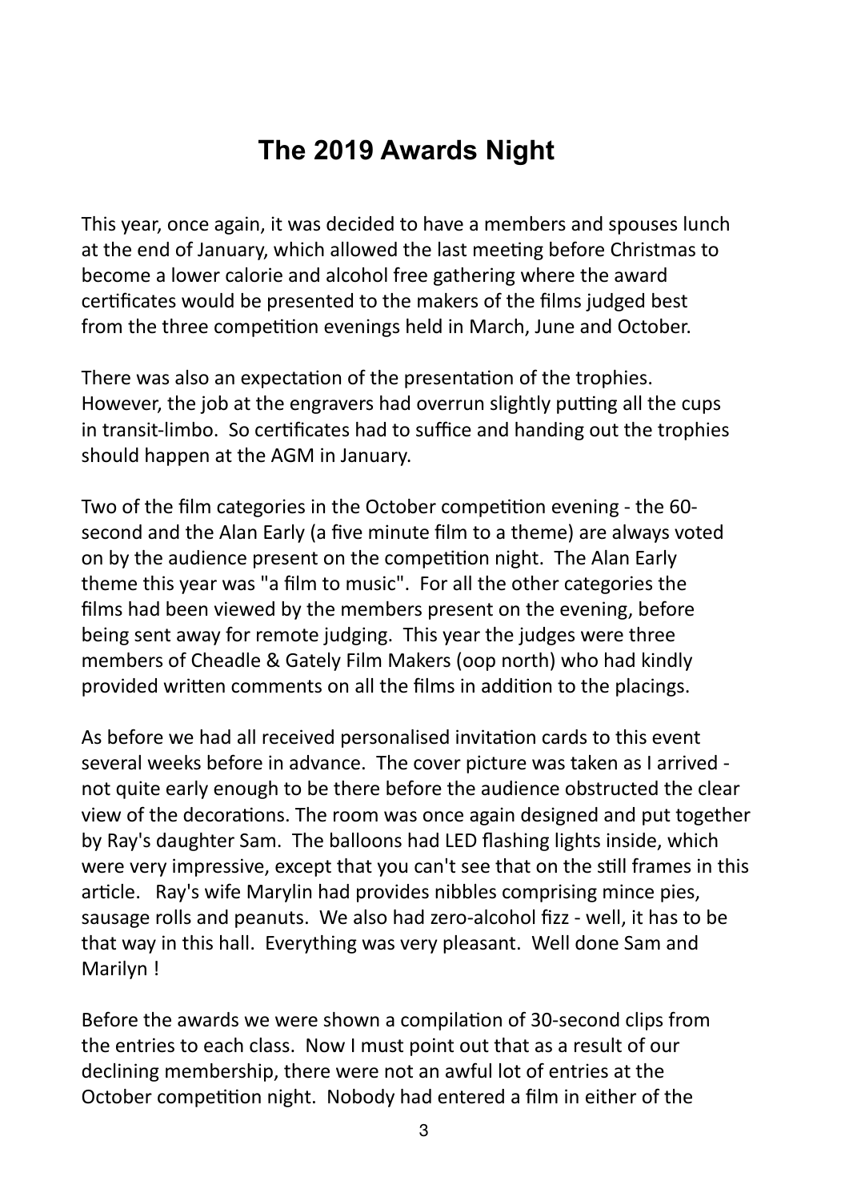# The 2019 Awards Night

This year, once again, it was decided to have a members and spouses lunch at the end of January, which allowed the last meeting before Christmas to become a lower calorie and alcohol free gathering where the award certificates would be presented to the makers of the films judged best from the three competition evenings held in March, June and October.

There was also an expectation of the presentation of the trophies. However, the job at the engravers had overrun slightly putting all the cups in transit-limbo. So certificates had to suffice and handing out the trophies should happen at the AGM in January.

Two of the film categories in the October competition evening - the 60-second and the Alan Early (a five minute film to a theme) are always voted on by the audience present on the competition night. The Alan Early theme this year was "a film to music". For all the other categories the films had been viewed by the members present on the evening, before being sent away for remote judging. This year the judges were three members of Cheadle & Gately Film Makers (oop north) who had kindly provided written comments on all the films in addition to the placings.

As before we had all received personalised invitation cards to this event several weeks before in advance. The cover picture was taken as I arrived - not quite early enough to be there before the audience obstructed the clear view of the decorations. The room was once again designed and put together by Ray's daughter Sam. The balloons had LED flashing lights inside, which were very impressive, except that you can't see that on the still frames in this article. Ray's wife Marylin had provides nibbles comprising mince pies, sausage rolls and peanuts. We also had zero-alcohol fizz - well, it has to be that way in this hall. Everything was very pleasant. Well done Sam and Marilyn !

Before the awards we were shown a compilation of 30-second clips from the entries to each class. Now I must point out that as a result of our declining membership, there were not an awful lot of entries at the October competition night. Nobody had entered a film in either of the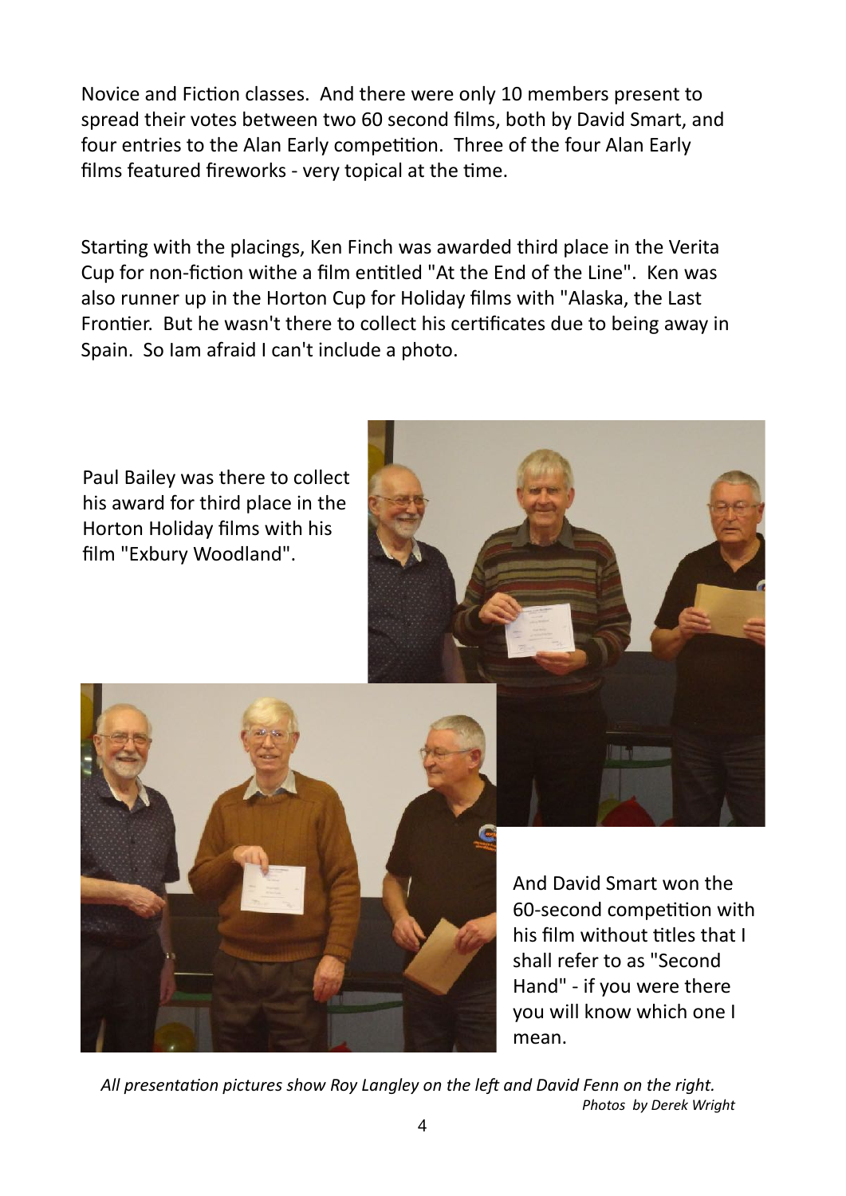Novice and Fiction classes. And there were only 10 members present to spread their votes between two 60 second films, both by David Smart, and four entries to the Alan Early competition. Three of the four Alan Early films featured fireworks - very topical at the time.

Starting with the placings, Ken Finch was awarded third place in the Verita Cup for non-fiction withe a film entitled "At the End of the Line". Ken was also runner up in the Horton Cup for Holiday films with "Alaska, the Last Frontier. But he wasn't there to collect his certificates due to being away in Spain. So Iam afraid I can't include a photo.

Paul Bailey was there to collect his award for third place in the Horton Holiday films with his film "Exbury Woodland".

And David Smart won the 60-second competition with his film without titles that I shall refer to as "Second Hand" - if you were there you will know which one I mean.

*All presentation pictures show Roy Langley on the left and David Fenn on the right.*

*Photos by Derek Wright*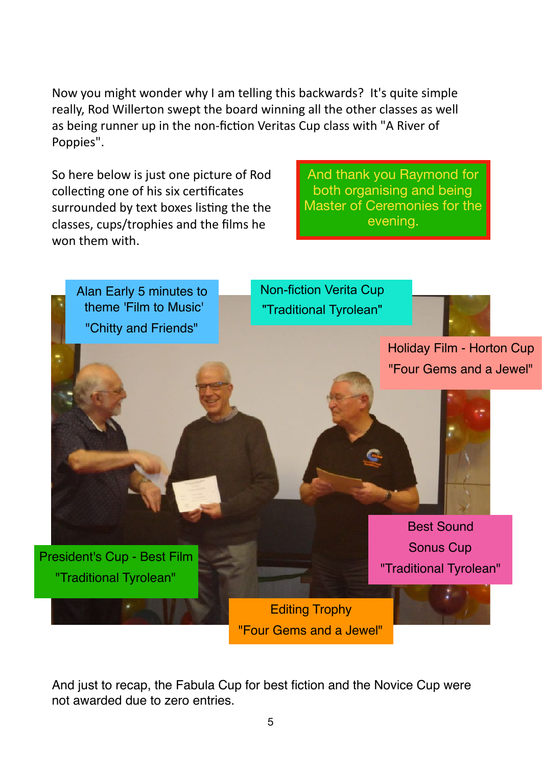Now you might wonder why I am telling this backwards? It's quite simple really, Rod Willerton swept the board winning all the other classes as well as being runner up in the non-fiction Veritas Cup class with "A River of Poppies".

So here below is just one picture of Rod collecting one of his six certificates surrounded by text boxes listing the the classes, cups/trophies and the films he won them with.

And thank you Raymond for both organising and being Master of Ceremonies for the evening.

Alan Early 5 minutes to theme 'Film to Music'
"Chitty and Friends"

Non-fiction Verita Cup
"Traditional Tyrolean"

Holiday Film - Horton Cup
"Four Gems and a Jewel"

President's Cup - Best Film
"Traditional Tyrolean"

Best Sound
Sonus Cup
"Traditional Tyrolean"

Editing Trophy
"Four Gems and a Jewel"

And just to recap, the Fabula Cup for best fiction and the Novice Cup were not awarded due to zero entries.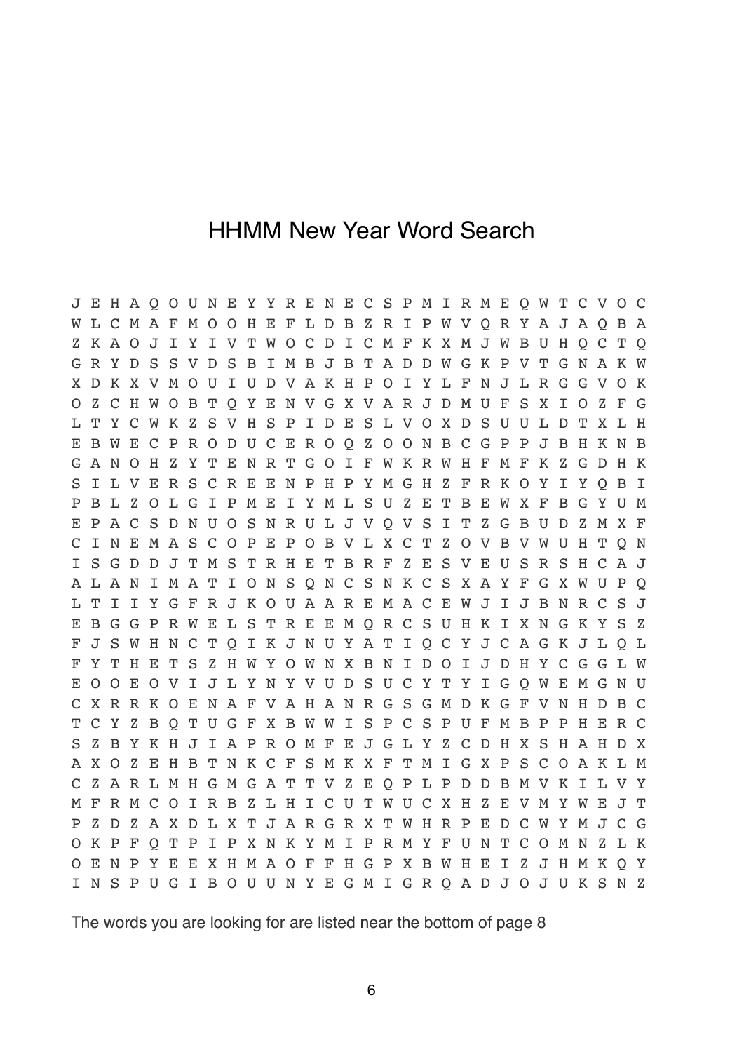# HHMM New Year Word Search

```
J E H A Q O U N E Y Y R E N E C S P M I R M E Q W T C V O C
W L C M A F M O O H E F L D B Z R I P W V Q R Y A J A Q B A
Z K A O J I Y I V T W O C D I C M F K X M J W B U H Q C T Q
G R Y D S S V D S B I M B J B T A D D W G K P V T G N A K W
X D K X V M O U I U D V A K H P O I Y L F N J L R G G V O K
O Z C H W O B T Q Y E N V G X V A R J D M U F S X I O Z F G
L T Y C W K Z S V H S P I D E S L V O X D S U U L D T X L H
E B W E C P R O D U C E R O Q Z O O N B C G P P J B H K N B
G A N O H Z Y T E N R T G O I F W K R W H F M F K Z G D H K
S I L V E R S C R E E N P H P Y M G H Z F R K O Y I Y Q B I
P B L Z O L G I P M E I Y M L S U Z E T B E W X F B G Y U M
E P A C S D N U O S N R U L J V Q V S I T Z G B U D Z M X F
C I N E M A S C O P E P O B V L X C T Z O V B V W U H T Q N
I S G D D J T M S T R H E T B R F Z E S V E U S R S H C A J
A L A N I M A T I O N S Q N C S N K C S X A Y F G X W U P Q
L T I I Y G F R J K O U A A R E M A C E W J I J B N R C S J
E B G G P R W E L S T R E E M Q R C S U H K I X N G K Y S Z
F J S W H N C T Q I K J N U Y A T I Q C Y J C A G K J L Q L
F Y T H E T S Z H W Y O W N X B N I D O I J D H Y C G G L W
E O O E O V I J L Y N Y V U D S U C Y T Y I G Q W E M G N U
C X R R K O E N A F V A H A N R G S G M D K G F V N H D B C
T C Y Z B Q T U G F X B W W I S P C S P U F M B P P H E R C
S Z B Y K H J I A P R O M F E J G L Y Z C D H X S H A H D X
A X O Z E H B T N K C F S M K X F T M I G X P S C O A K L M
C Z A R L M H G M G A T T V Z E Q P L P D D B M V K I L V Y
M F R M C O I R B Z L H I C U T W U C X H Z E V M Y W E J T
P Z D Z A X D L X T J A R G R X T W H R P E D C W Y M J C G
O K P F Q T P I P X N K Y M I P R M Y F U N T C O M N Z L K
O E N P Y E E X H M A O F F H G P X B W H E I Z J H M K Q Y
I N S P U G I B O U U N Y E G M I G R Q A D J O J U K S N Z
```

The words you are looking for are listed near the bottom of page 8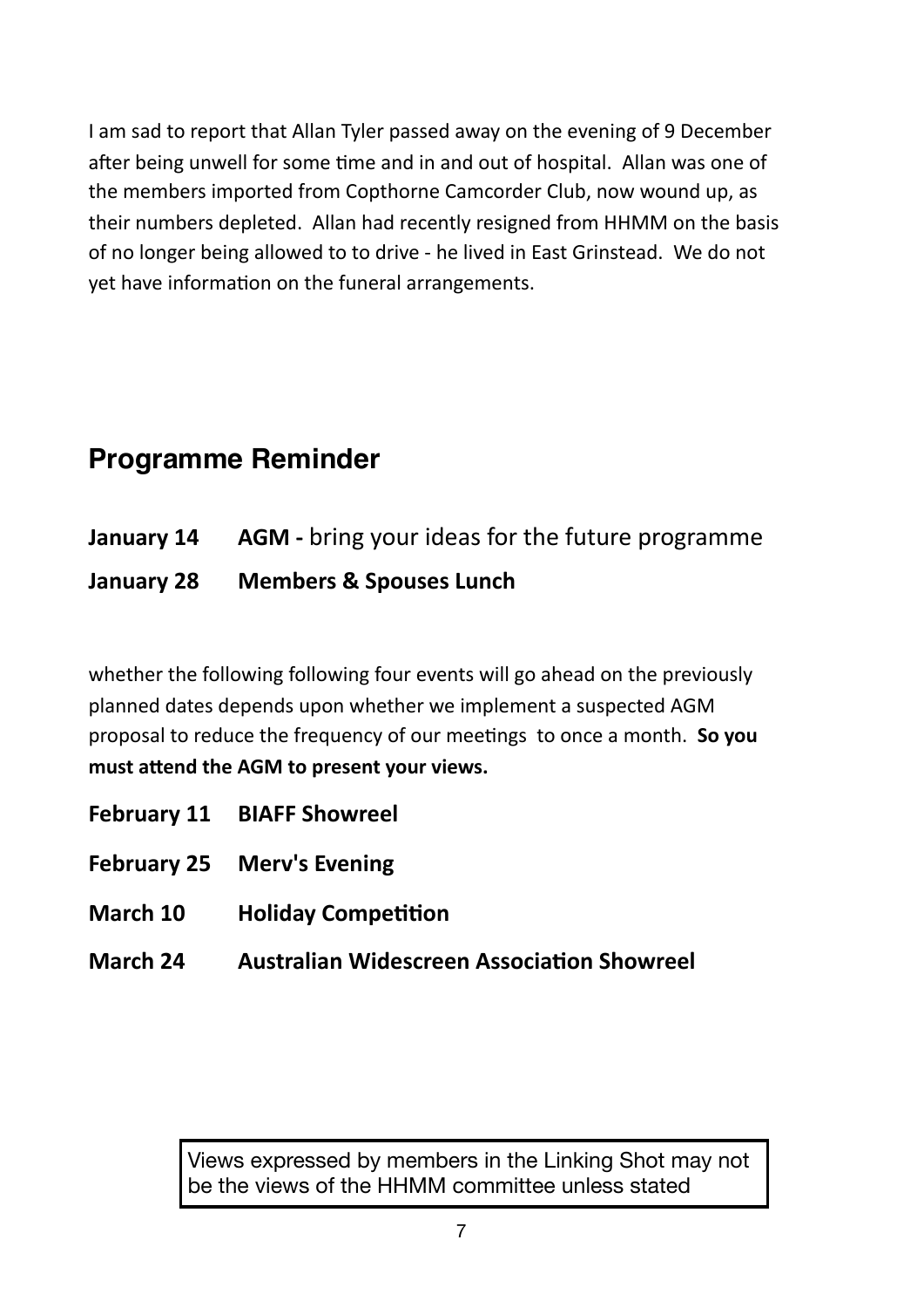I am sad to report that Allan Tyler passed away on the evening of 9 December after being unwell for some time and in and out of hospital. Allan was one of the members imported from Copthorne Camcorder Club, now wound up, as their numbers depleted. Allan had recently resigned from HHMM on the basis of no longer being allowed to to drive - he lived in East Grinstead. We do not yet have information on the funeral arrangements.

## Programme Reminder

**January 14** **AGM -** bring your ideas for the future programme

**January 28** **Members & Spouses Lunch**

whether the following following four events will go ahead on the previously planned dates depends upon whether we implement a suspected AGM proposal to reduce the frequency of our meetings to once a month. **So you must attend the AGM to present your views.**

**February 11** **BIAFF Showreel**

**February 25** **Merv's Evening**

**March 10** **Holiday Competition**

**March 24** **Australian Widescreen Association Showreel**

Views expressed by members in the Linking Shot may not be the views of the HHMM committee unless stated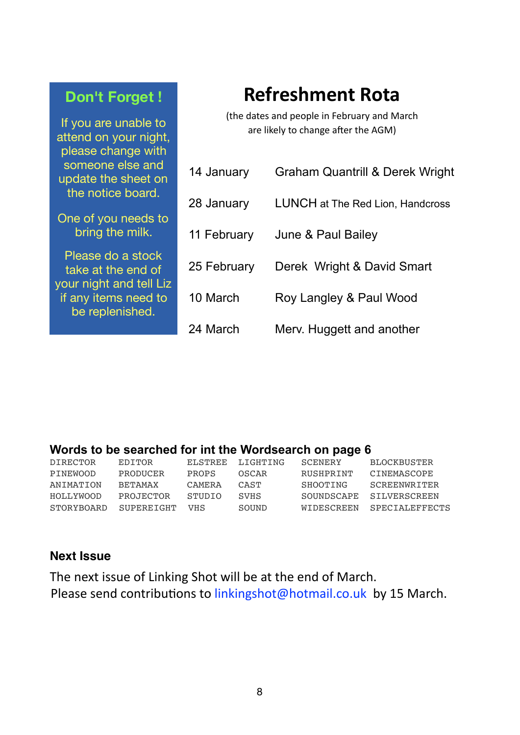**Don't Forget !**

If you are unable to attend on your night, please change with someone else and update the sheet on the notice board.

One of you needs to bring the milk.

Please do a stock take at the end of your night and tell Liz if any items need to be replenished.

# Refreshment Rota

(the dates and people in February and March are likely to change after the AGM)

| | |
|---|---|
| 14 January | Graham Quantrill & Derek Wright |
| 28 January | LUNCH at The Red Lion, Handcross |
| 11 February | June & Paul Bailey |
| 25 February | Derek Wright & David Smart |
| 10 March | Roy Langley & Paul Wood |
| 24 March | Merv. Huggett and another |

**Words to be searched for int the Wordsearch on page 6**

| | | | | | |
|---|---|---|---|---|---|
| DIRECTOR | EDITOR | ELSTREE | LIGHTING | SCENERY | BLOCKBUSTER |
| PINEWOOD | PRODUCER | PROPS | OSCAR | RUSHPRINT | CINEMASCOPE |
| ANIMATION | BETAMAX | CAMERA | CAST | SHOOTING | SCREENWRITER |
| HOLLYWOOD | PROJECTOR | STUDIO | SVHS | SOUNDSCAPE | SILVERSCREEN |
| STORYBOARD | SUPEREIGHT | VHS | SOUND | WIDESCREEN | SPECIALEFFECTS |

**Next Issue**

The next issue of Linking Shot will be at the end of March.
Please send contributions to linkingshot@hotmail.co.uk by 15 March.